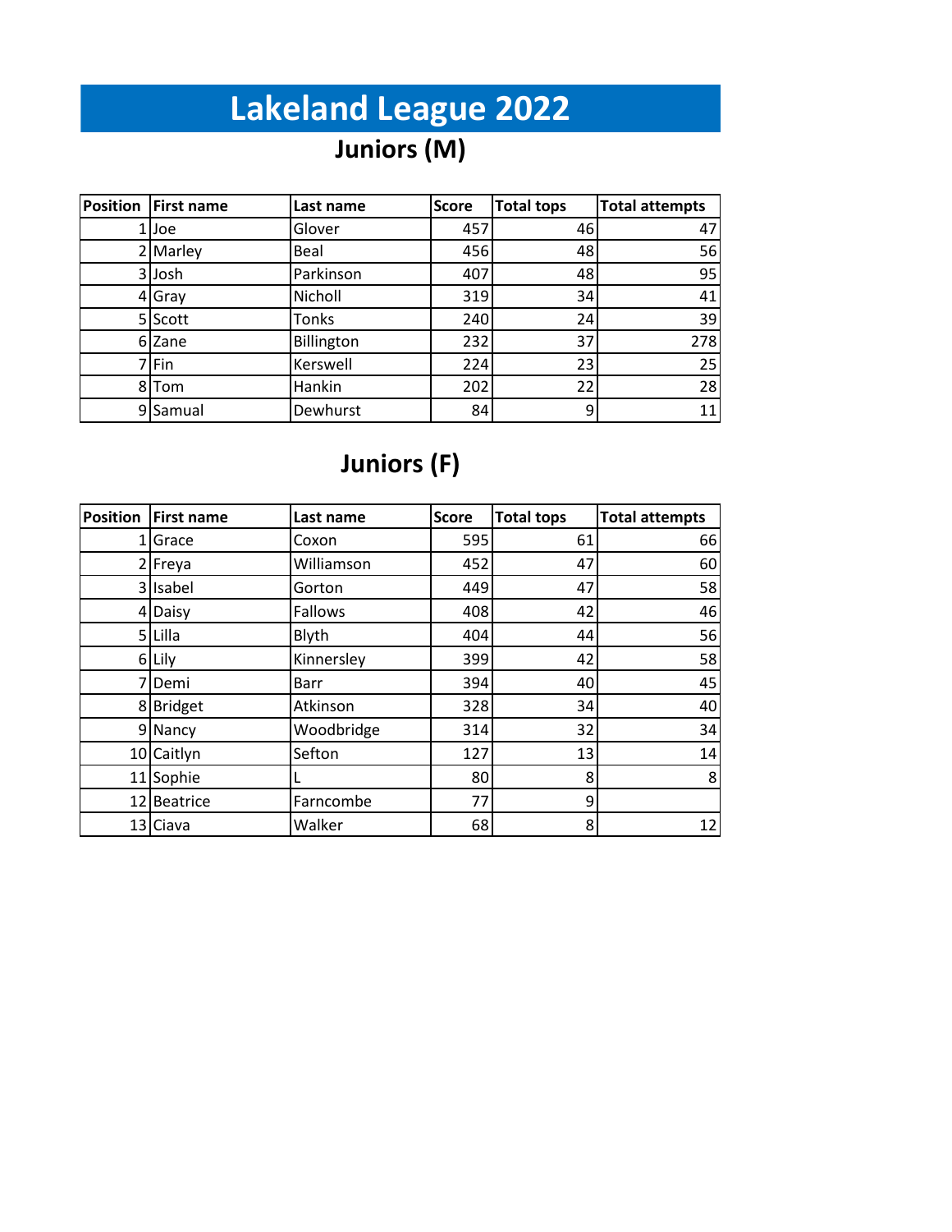# Lakeland League 2022

## Juniors (M)

| Position | First name | Last name | Score | Total tops | Total attempts |
|---|---|---|---|---|---|
| 1 | Joe | Glover | 457 | 46 | 47 |
| 2 | Marley | Beal | 456 | 48 | 56 |
| 3 | Josh | Parkinson | 407 | 48 | 95 |
| 4 | Gray | Nicholl | 319 | 34 | 41 |
| 5 | Scott | Tonks | 240 | 24 | 39 |
| 6 | Zane | Billington | 232 | 37 | 278 |
| 7 | Fin | Kerswell | 224 | 23 | 25 |
| 8 | Tom | Hankin | 202 | 22 | 28 |
| 9 | Samual | Dewhurst | 84 | 9 | 11 |

## Juniors (F)

| Position | First name | Last name | Score | Total tops | Total attempts |
|---|---|---|---|---|---|
| 1 | Grace | Coxon | 595 | 61 | 66 |
| 2 | Freya | Williamson | 452 | 47 | 60 |
| 3 | Isabel | Gorton | 449 | 47 | 58 |
| 4 | Daisy | Fallows | 408 | 42 | 46 |
| 5 | Lilla | Blyth | 404 | 44 | 56 |
| 6 | Lily | Kinnersley | 399 | 42 | 58 |
| 7 | Demi | Barr | 394 | 40 | 45 |
| 8 | Bridget | Atkinson | 328 | 34 | 40 |
| 9 | Nancy | Woodbridge | 314 | 32 | 34 |
| 10 | Caitlyn | Sefton | 127 | 13 | 14 |
| 11 | Sophie | L | 80 | 8 | 8 |
| 12 | Beatrice | Farncombe | 77 | 9 | |
| 13 | Ciava | Walker | 68 | 8 | 12 |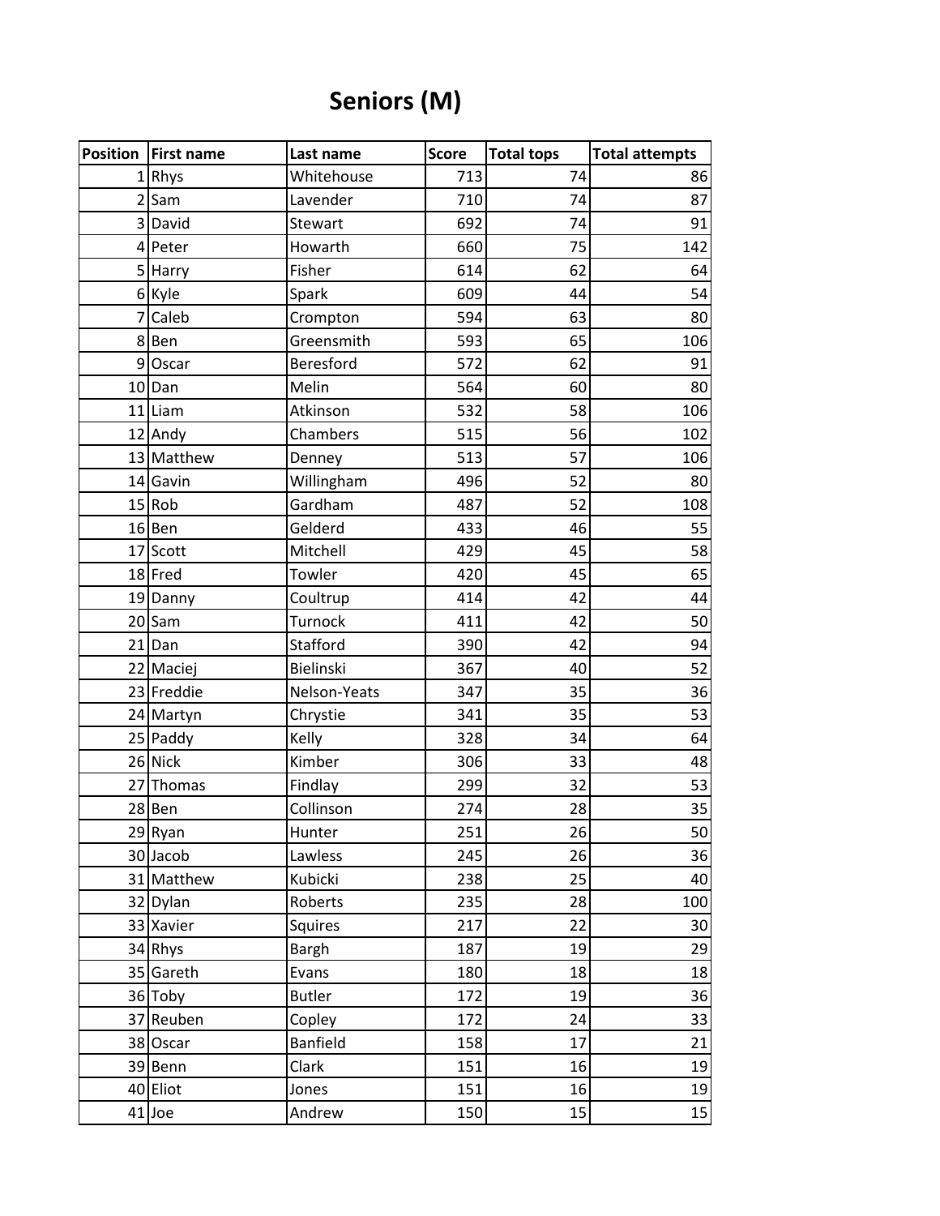# Seniors (M)

| Position | First name | Last name | Score | Total tops | Total attempts |
|---|---|---|---|---|---|
| 1 | Rhys | Whitehouse | 713 | 74 | 86 |
| 2 | Sam | Lavender | 710 | 74 | 87 |
| 3 | David | Stewart | 692 | 74 | 91 |
| 4 | Peter | Howarth | 660 | 75 | 142 |
| 5 | Harry | Fisher | 614 | 62 | 64 |
| 6 | Kyle | Spark | 609 | 44 | 54 |
| 7 | Caleb | Crompton | 594 | 63 | 80 |
| 8 | Ben | Greensmith | 593 | 65 | 106 |
| 9 | Oscar | Beresford | 572 | 62 | 91 |
| 10 | Dan | Melin | 564 | 60 | 80 |
| 11 | Liam | Atkinson | 532 | 58 | 106 |
| 12 | Andy | Chambers | 515 | 56 | 102 |
| 13 | Matthew | Denney | 513 | 57 | 106 |
| 14 | Gavin | Willingham | 496 | 52 | 80 |
| 15 | Rob | Gardham | 487 | 52 | 108 |
| 16 | Ben | Gelderd | 433 | 46 | 55 |
| 17 | Scott | Mitchell | 429 | 45 | 58 |
| 18 | Fred | Towler | 420 | 45 | 65 |
| 19 | Danny | Coultrup | 414 | 42 | 44 |
| 20 | Sam | Turnock | 411 | 42 | 50 |
| 21 | Dan | Stafford | 390 | 42 | 94 |
| 22 | Maciej | Bielinski | 367 | 40 | 52 |
| 23 | Freddie | Nelson-Yeats | 347 | 35 | 36 |
| 24 | Martyn | Chrystie | 341 | 35 | 53 |
| 25 | Paddy | Kelly | 328 | 34 | 64 |
| 26 | Nick | Kimber | 306 | 33 | 48 |
| 27 | Thomas | Findlay | 299 | 32 | 53 |
| 28 | Ben | Collinson | 274 | 28 | 35 |
| 29 | Ryan | Hunter | 251 | 26 | 50 |
| 30 | Jacob | Lawless | 245 | 26 | 36 |
| 31 | Matthew | Kubicki | 238 | 25 | 40 |
| 32 | Dylan | Roberts | 235 | 28 | 100 |
| 33 | Xavier | Squires | 217 | 22 | 30 |
| 34 | Rhys | Bargh | 187 | 19 | 29 |
| 35 | Gareth | Evans | 180 | 18 | 18 |
| 36 | Toby | Butler | 172 | 19 | 36 |
| 37 | Reuben | Copley | 172 | 24 | 33 |
| 38 | Oscar | Banfield | 158 | 17 | 21 |
| 39 | Benn | Clark | 151 | 16 | 19 |
| 40 | Eliot | Jones | 151 | 16 | 19 |
| 41 | Joe | Andrew | 150 | 15 | 15 |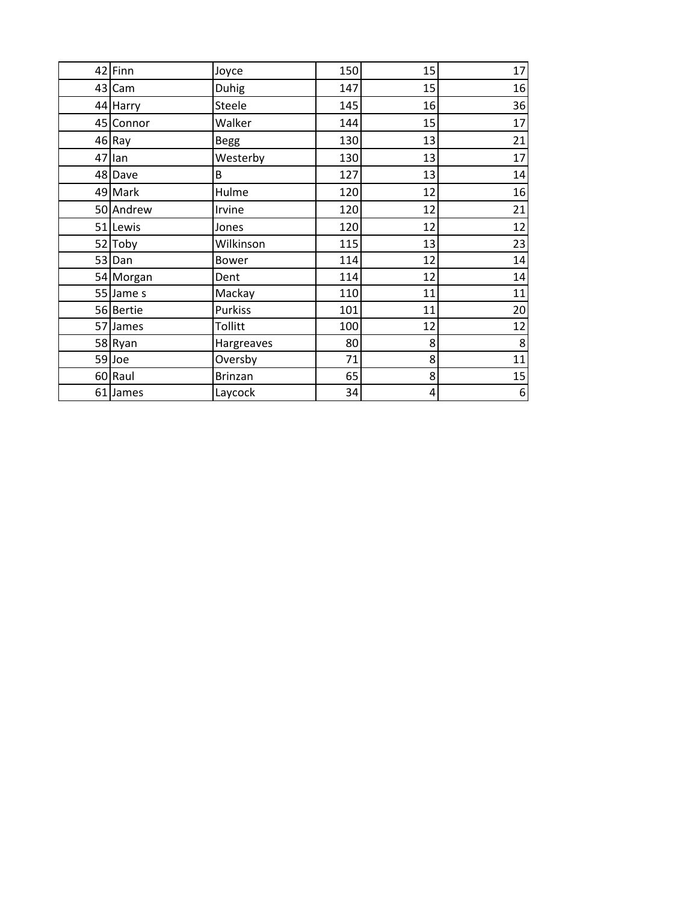| | | | | | |
|---|---|---|---|---|---|
| 42 | Finn | Joyce | 150 | 15 | 17 |
| 43 | Cam | Duhig | 147 | 15 | 16 |
| 44 | Harry | Steele | 145 | 16 | 36 |
| 45 | Connor | Walker | 144 | 15 | 17 |
| 46 | Ray | Begg | 130 | 13 | 21 |
| 47 | Ian | Westerby | 130 | 13 | 17 |
| 48 | Dave | B | 127 | 13 | 14 |
| 49 | Mark | Hulme | 120 | 12 | 16 |
| 50 | Andrew | Irvine | 120 | 12 | 21 |
| 51 | Lewis | Jones | 120 | 12 | 12 |
| 52 | Toby | Wilkinson | 115 | 13 | 23 |
| 53 | Dan | Bower | 114 | 12 | 14 |
| 54 | Morgan | Dent | 114 | 12 | 14 |
| 55 | Jame s | Mackay | 110 | 11 | 11 |
| 56 | Bertie | Purkiss | 101 | 11 | 20 |
| 57 | James | Tollitt | 100 | 12 | 12 |
| 58 | Ryan | Hargreaves | 80 | 8 | 8 |
| 59 | Joe | Oversby | 71 | 8 | 11 |
| 60 | Raul | Brinzan | 65 | 8 | 15 |
| 61 | James | Laycock | 34 | 4 | 6 |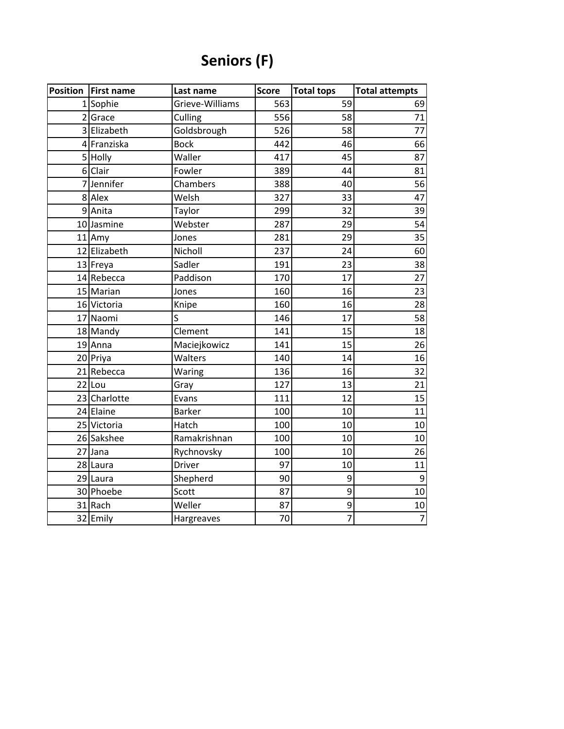# Seniors (F)

| Position | First name | Last name | Score | Total tops | Total attempts |
|---:|---|---|---:|---:|---:|
| 1 | Sophie | Grieve-Williams | 563 | 59 | 69 |
| 2 | Grace | Culling | 556 | 58 | 71 |
| 3 | Elizabeth | Goldsbrough | 526 | 58 | 77 |
| 4 | Franziska | Bock | 442 | 46 | 66 |
| 5 | Holly | Waller | 417 | 45 | 87 |
| 6 | Clair | Fowler | 389 | 44 | 81 |
| 7 | Jennifer | Chambers | 388 | 40 | 56 |
| 8 | Alex | Welsh | 327 | 33 | 47 |
| 9 | Anita | Taylor | 299 | 32 | 39 |
| 10 | Jasmine | Webster | 287 | 29 | 54 |
| 11 | Amy | Jones | 281 | 29 | 35 |
| 12 | Elizabeth | Nicholl | 237 | 24 | 60 |
| 13 | Freya | Sadler | 191 | 23 | 38 |
| 14 | Rebecca | Paddison | 170 | 17 | 27 |
| 15 | Marian | Jones | 160 | 16 | 23 |
| 16 | Victoria | Knipe | 160 | 16 | 28 |
| 17 | Naomi | S | 146 | 17 | 58 |
| 18 | Mandy | Clement | 141 | 15 | 18 |
| 19 | Anna | Maciejkowicz | 141 | 15 | 26 |
| 20 | Priya | Walters | 140 | 14 | 16 |
| 21 | Rebecca | Waring | 136 | 16 | 32 |
| 22 | Lou | Gray | 127 | 13 | 21 |
| 23 | Charlotte | Evans | 111 | 12 | 15 |
| 24 | Elaine | Barker | 100 | 10 | 11 |
| 25 | Victoria | Hatch | 100 | 10 | 10 |
| 26 | Sakshee | Ramakrishnan | 100 | 10 | 10 |
| 27 | Jana | Rychnovsky | 100 | 10 | 26 |
| 28 | Laura | Driver | 97 | 10 | 11 |
| 29 | Laura | Shepherd | 90 | 9 | 9 |
| 30 | Phoebe | Scott | 87 | 9 | 10 |
| 31 | Rach | Weller | 87 | 9 | 10 |
| 32 | Emily | Hargreaves | 70 | 7 | 7 |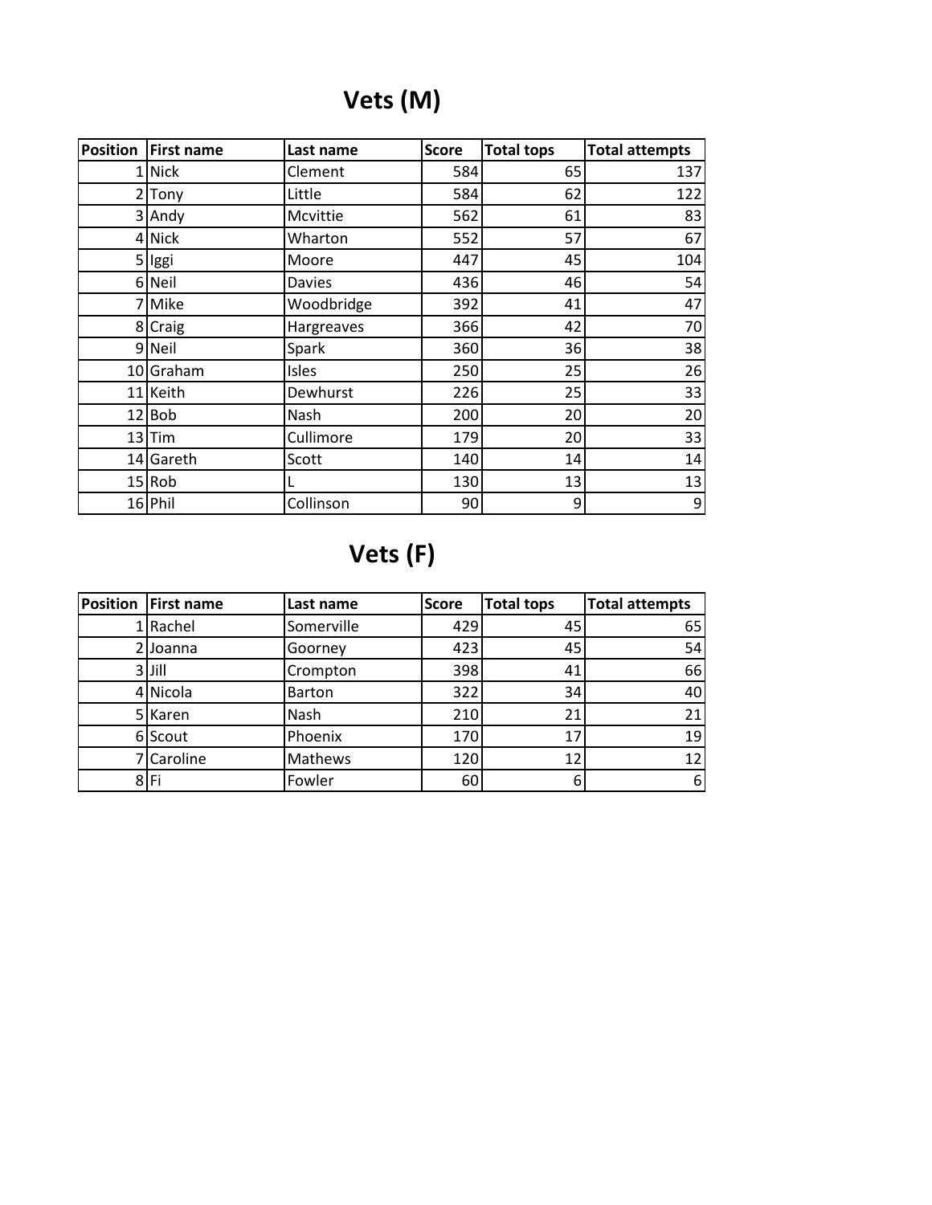# Vets (M)

| Position | First name | Last name | Score | Total tops | Total attempts |
|---|---|---|---|---|---|
| 1 | Nick | Clement | 584 | 65 | 137 |
| 2 | Tony | Little | 584 | 62 | 122 |
| 3 | Andy | Mcvittie | 562 | 61 | 83 |
| 4 | Nick | Wharton | 552 | 57 | 67 |
| 5 | Iggi | Moore | 447 | 45 | 104 |
| 6 | Neil | Davies | 436 | 46 | 54 |
| 7 | Mike | Woodbridge | 392 | 41 | 47 |
| 8 | Craig | Hargreaves | 366 | 42 | 70 |
| 9 | Neil | Spark | 360 | 36 | 38 |
| 10 | Graham | Isles | 250 | 25 | 26 |
| 11 | Keith | Dewhurst | 226 | 25 | 33 |
| 12 | Bob | Nash | 200 | 20 | 20 |
| 13 | Tim | Cullimore | 179 | 20 | 33 |
| 14 | Gareth | Scott | 140 | 14 | 14 |
| 15 | Rob | L | 130 | 13 | 13 |
| 16 | Phil | Collinson | 90 | 9 | 9 |

# Vets (F)

| Position | First name | Last name | Score | Total tops | Total attempts |
|---|---|---|---|---|---|
| 1 | Rachel | Somerville | 429 | 45 | 65 |
| 2 | Joanna | Goorney | 423 | 45 | 54 |
| 3 | Jill | Crompton | 398 | 41 | 66 |
| 4 | Nicola | Barton | 322 | 34 | 40 |
| 5 | Karen | Nash | 210 | 21 | 21 |
| 6 | Scout | Phoenix | 170 | 17 | 19 |
| 7 | Caroline | Mathews | 120 | 12 | 12 |
| 8 | Fi | Fowler | 60 | 6 | 6 |